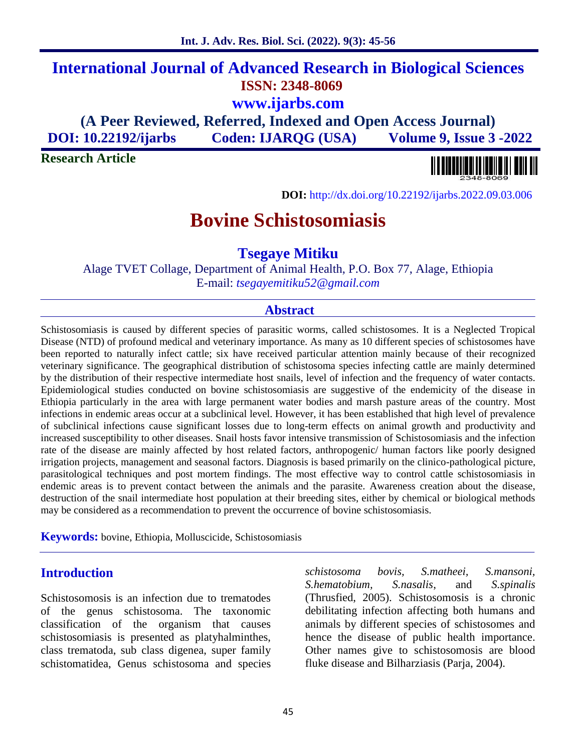# International Journal of Advanced Research in Biological Sciences

**ISSN: 2348-8069**

**www.ijarbs.com**

**(A Peer Reviewed, Referred, Indexed and Open Access Journal)**

**DOI: 10.22192/ijarbs** **Coden: IJARQG (USA)** **Volume 9, Issue 3 -2022**

**Research Article**

**DOI:** http://dx.doi.org/10.22192/ijarbs.2022.09.03.006

# Bovine Schistosomiasis

## Tsegaye Mitiku

Alage TVET Collage, Department of Animal Health, P.O. Box 77, Alage, Ethiopia

E-mail: *tsegayemitiku52@gmail.com*

## Abstract

Schistosomiasis is caused by different species of parasitic worms, called schistosomes. It is a Neglected Tropical Disease (NTD) of profound medical and veterinary importance. As many as 10 different species of schistosomes have been reported to naturally infect cattle; six have received particular attention mainly because of their recognized veterinary significance. The geographical distribution of schistosoma species infecting cattle are mainly determined by the distribution of their respective intermediate host snails, level of infection and the frequency of water contacts. Epidemiological studies conducted on bovine schistosomiasis are suggestive of the endemicity of the disease in Ethiopia particularly in the area with large permanent water bodies and marsh pasture areas of the country. Most infections in endemic areas occur at a subclinical level. However, it has been established that high level of prevalence of subclinical infections cause significant losses due to long-term effects on animal growth and productivity and increased susceptibility to other diseases. Snail hosts favor intensive transmission of Schistosomiasis and the infection rate of the disease are mainly affected by host related factors, anthropogenic/ human factors like poorly designed irrigation projects, management and seasonal factors. Diagnosis is based primarily on the clinico-pathological picture, parasitological techniques and post mortem findings. The most effective way to control cattle schistosomiasis in endemic areas is to prevent contact between the animals and the parasite. Awareness creation about the disease, destruction of the snail intermediate host population at their breeding sites, either by chemical or biological methods may be considered as a recommendation to prevent the occurrence of bovine schistosomiasis.

**Keywords:** bovine, Ethiopia, Molluscicide, Schistosomiasis

## Introduction

Schistosomosis is an infection due to trematodes of the genus schistosoma. The taxonomic classification of the organism that causes schistosomiasis is presented as platyhalminthes, class trematoda, sub class digenea, super family schistomatidea, Genus schistosoma and species *schistosoma bovis, S.matheei, S.mansoni, S.hematobium, S.nasalis,* and *S.spinalis* (Thrusfied, 2005). Schistosomosis is a chronic debilitating infection affecting both humans and animals by different species of schistosomes and hence the disease of public health importance. Other names give to schistosomosis are blood fluke disease and Bilharziasis (Parja, 2004).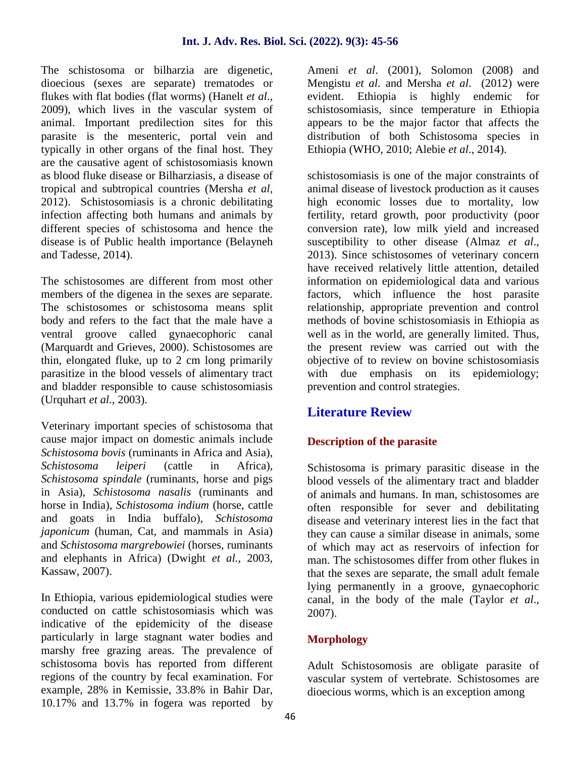The schistosoma or bilharzia are digenetic, dioecious (sexes are separate) trematodes or flukes with flat bodies (flat worms) (Hanelt *et al*., 2009), which lives in the vascular system of animal. Important predilection sites for this parasite is the mesenteric, portal vein and typically in other organs of the final host. They are the causative agent of schistosomiasis known as blood fluke disease or Bilharziasis, a disease of tropical and subtropical countries (Mersha *et al*, 2012). Schistosomiasis is a chronic debilitating infection affecting both humans and animals by different species of schistosoma and hence the disease is of Public health importance (Belayneh and Tadesse, 2014).

The schistosomes are different from most other members of the digenea in the sexes are separate. The schistosomes or schistosoma means split body and refers to the fact that the male have a ventral groove called gynaecophoric canal (Marquardt and Grieves, 2000). Schistosomes are thin, elongated fluke, up to 2 cm long primarily parasitize in the blood vessels of alimentary tract and bladder responsible to cause schistosomiasis (Urquhart *et al.*, 2003).

Veterinary important species of schistosoma that cause major impact on domestic animals include *Schistosoma bovis* (ruminants in Africa and Asia), *Schistosoma leiperi* (cattle in Africa), *Schistosoma spindale* (ruminants, horse and pigs in Asia), *Schistosoma nasalis* (ruminants and horse in India), *Schistosoma indium* (horse, cattle and goats in India buffalo), *Schistosoma japonicum* (human, Cat, and mammals in Asia) and *Schistosoma margrebowiei* (horses, ruminants and elephants in Africa) (Dwight *et al.*, 2003, Kassaw, 2007).

In Ethiopia, various epidemiological studies were conducted on cattle schistosomiasis which was indicative of the epidemicity of the disease particularly in large stagnant water bodies and marshy free grazing areas. The prevalence of schistosoma bovis has reported from different regions of the country by fecal examination. For example, 28% in Kemissie, 33.8% in Bahir Dar, 10.17% and 13.7% in fogera was reported by Ameni *et al*. (2001), Solomon (2008) and Mengistu *et al*. and Mersha *et al*. (2012) were evident. Ethiopia is highly endemic for schistosomiasis, since temperature in Ethiopia appears to be the major factor that affects the distribution of both Schistosoma species in Ethiopia (WHO, 2010; Alebie *et al*., 2014).

schistosomiasis is one of the major constraints of animal disease of livestock production as it causes high economic losses due to mortality, low fertility, retard growth, poor productivity (poor conversion rate), low milk yield and increased susceptibility to other disease (Almaz *et al*., 2013). Since schistosomes of veterinary concern have received relatively little attention, detailed information on epidemiological data and various factors, which influence the host parasite relationship, appropriate prevention and control methods of bovine schistosomiasis in Ethiopia as well as in the world, are generally limited. Thus, the present review was carried out with the objective of to review on bovine schistosomiasis with due emphasis on its epidemiology; prevention and control strategies.

## Literature Review

### Description of the parasite

Schistosoma is primary parasitic disease in the blood vessels of the alimentary tract and bladder of animals and humans. In man, schistosomes are often responsible for sever and debilitating disease and veterinary interest lies in the fact that they can cause a similar disease in animals, some of which may act as reservoirs of infection for man. The schistosomes differ from other flukes in that the sexes are separate, the small adult female lying permanently in a groove, gynaecophoric canal, in the body of the male (Taylor *et al*., 2007).

### Morphology

Adult Schistosomosis are obligate parasite of vascular system of vertebrate. Schistosomes are dioecious worms, which is an exception among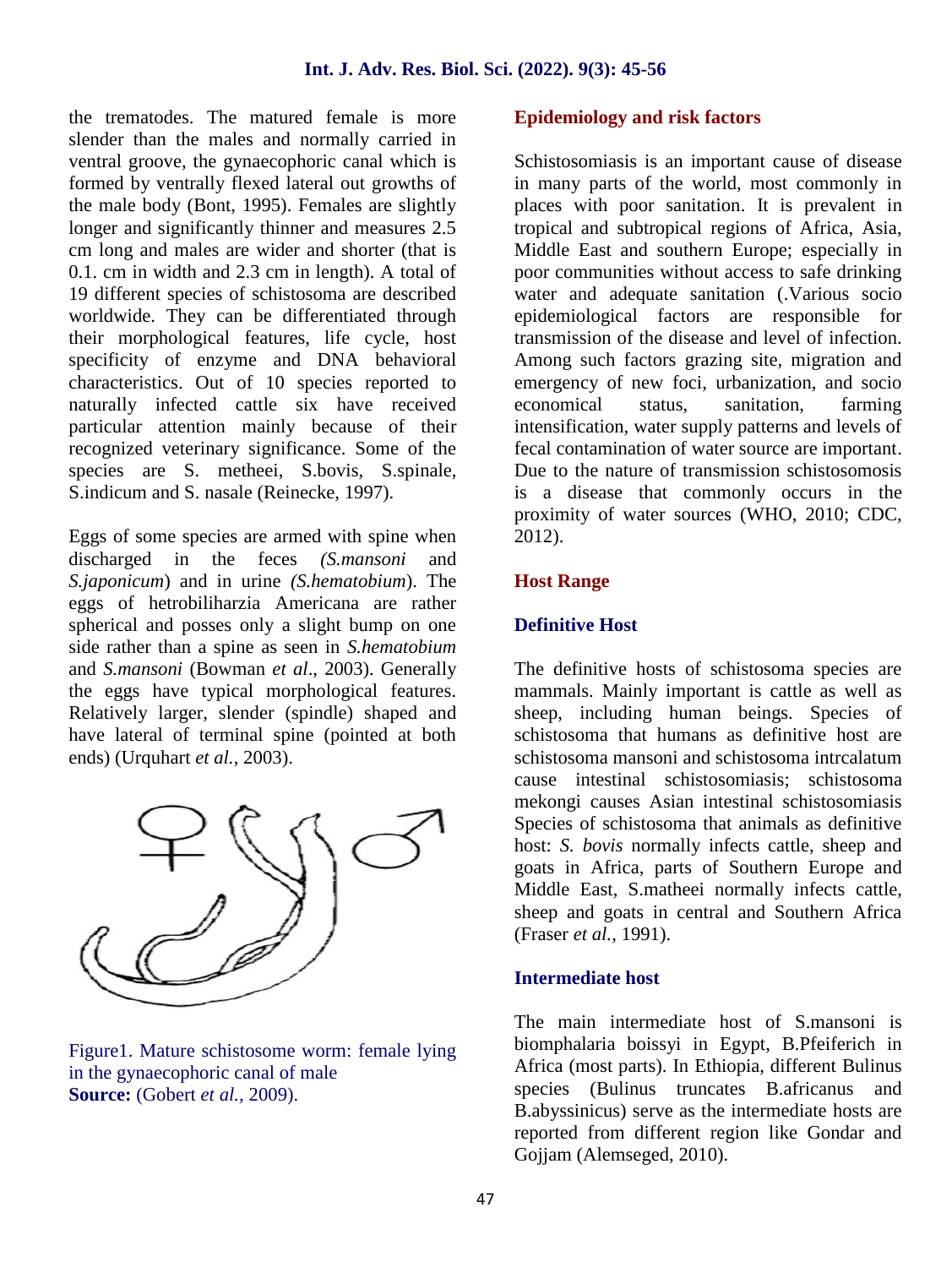the trematodes. The matured female is more slender than the males and normally carried in ventral groove, the gynaecophoric canal which is formed by ventrally flexed lateral out growths of the male body (Bont, 1995). Females are slightly longer and significantly thinner and measures 2.5 cm long and males are wider and shorter (that is 0.1. cm in width and 2.3 cm in length). A total of 19 different species of schistosoma are described worldwide. They can be differentiated through their morphological features, life cycle, host specificity of enzyme and DNA behavioral characteristics. Out of 10 species reported to naturally infected cattle six have received particular attention mainly because of their recognized veterinary significance. Some of the species are S. metheei, S.bovis, S.spinale, S.indicum and S. nasale (Reinecke, 1997).

Eggs of some species are armed with spine when discharged in the feces *(S.mansoni* and *S.japonicum*) and in urine *(S.hematobium*). The eggs of hetrobiliharzia Americana are rather spherical and posses only a slight bump on one side rather than a spine as seen in *S.hematobium* and *S.mansoni* (Bowman *et al*., 2003). Generally the eggs have typical morphological features. Relatively larger, slender (spindle) shaped and have lateral of terminal spine (pointed at both ends) (Urquhart *et al.,* 2003).

Figure1. Mature schistosome worm: female lying in the gynaecophoric canal of male
**Source:** (Gobert *et al.,* 2009).

## Epidemiology and risk factors

Schistosomiasis is an important cause of disease in many parts of the world, most commonly in places with poor sanitation. It is prevalent in tropical and subtropical regions of Africa, Asia, Middle East and southern Europe; especially in poor communities without access to safe drinking water and adequate sanitation (.Various socio epidemiological factors are responsible for transmission of the disease and level of infection. Among such factors grazing site, migration and emergency of new foci, urbanization, and socio economical status, sanitation, farming intensification, water supply patterns and levels of fecal contamination of water source are important. Due to the nature of transmission schistosomosis is a disease that commonly occurs in the proximity of water sources (WHO, 2010; CDC, 2012).

## Host Range

### Definitive Host

The definitive hosts of schistosoma species are mammals. Mainly important is cattle as well as sheep, including human beings. Species of schistosoma that humans as definitive host are schistosoma mansoni and schistosoma intrcalatum cause intestinal schistosomiasis; schistosoma mekongi causes Asian intestinal schistosomiasis Species of schistosoma that animals as definitive host: *S. bovis* normally infects cattle, sheep and goats in Africa, parts of Southern Europe and Middle East, S.matheei normally infects cattle, sheep and goats in central and Southern Africa (Fraser *et al.,* 1991).

### Intermediate host

The main intermediate host of S.mansoni is biomphalaria boissyi in Egypt, B.Pfeiferich in Africa (most parts). In Ethiopia, different Bulinus species (Bulinus truncates B.africanus and B.abyssinicus) serve as the intermediate hosts are reported from different region like Gondar and Gojjam (Alemseged, 2010).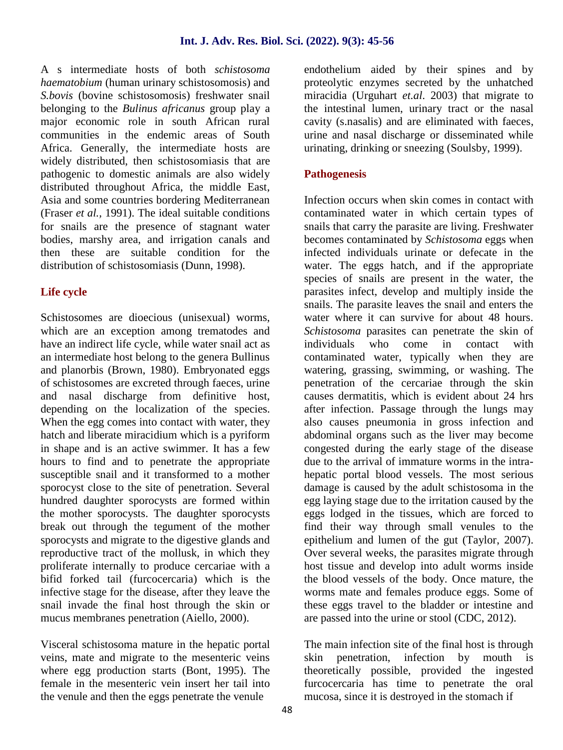A s intermediate hosts of both *schistosoma haematobium* (human urinary schistosomosis) and *S.bovis* (bovine schistosomosis) freshwater snail belonging to the *Bulinus africanus* group play a major economic role in south African rural communities in the endemic areas of South Africa. Generally, the intermediate hosts are widely distributed, then schistosomiasis that are pathogenic to domestic animals are also widely distributed throughout Africa, the middle East, Asia and some countries bordering Mediterranean (Fraser *et al.,* 1991). The ideal suitable conditions for snails are the presence of stagnant water bodies, marshy area, and irrigation canals and then these are suitable condition for the distribution of schistosomiasis (Dunn, 1998).

## Life cycle

Schistosomes are dioecious (unisexual) worms, which are an exception among trematodes and have an indirect life cycle, while water snail act as an intermediate host belong to the genera Bullinus and planorbis (Brown, 1980). Embryonated eggs of schistosomes are excreted through faeces, urine and nasal discharge from definitive host, depending on the localization of the species. When the egg comes into contact with water, they hatch and liberate miracidium which is a pyriform in shape and is an active swimmer. It has a few hours to find and to penetrate the appropriate susceptible snail and it transformed to a mother sporocyst close to the site of penetration. Several hundred daughter sporocysts are formed within the mother sporocysts. The daughter sporocysts break out through the tegument of the mother sporocysts and migrate to the digestive glands and reproductive tract of the mollusk, in which they proliferate internally to produce cercariae with a bifid forked tail (furcocercaria) which is the infective stage for the disease, after they leave the snail invade the final host through the skin or mucus membranes penetration (Aiello, 2000).

Visceral schistosoma mature in the hepatic portal veins, mate and migrate to the mesenteric veins where egg production starts (Bont, 1995). The female in the mesenteric vein insert her tail into the venule and then the eggs penetrate the venule endothelium aided by their spines and by proteolytic enzymes secreted by the unhatched miracidia (Urguhart *et.al*. 2003) that migrate to the intestinal lumen, urinary tract or the nasal cavity (s.nasalis) and are eliminated with faeces, urine and nasal discharge or disseminated while urinating, drinking or sneezing (Soulsby, 1999).

## Pathogenesis

Infection occurs when skin comes in contact with contaminated water in which certain types of snails that carry the parasite are living. Freshwater becomes contaminated by *Schistosoma* eggs when infected individuals urinate or defecate in the water. The eggs hatch, and if the appropriate species of snails are present in the water, the parasites infect, develop and multiply inside the snails. The parasite leaves the snail and enters the water where it can survive for about 48 hours. *Schistosoma* parasites can penetrate the skin of individuals who come in contact with contaminated water, typically when they are watering, grassing, swimming, or washing. The penetration of the cercariae through the skin causes dermatitis, which is evident about 24 hrs after infection. Passage through the lungs may also causes pneumonia in gross infection and abdominal organs such as the liver may become congested during the early stage of the disease due to the arrival of immature worms in the intra-hepatic portal blood vessels. The most serious damage is caused by the adult schistosoma in the egg laying stage due to the irritation caused by the eggs lodged in the tissues, which are forced to find their way through small venules to the epithelium and lumen of the gut (Taylor, 2007). Over several weeks, the parasites migrate through host tissue and develop into adult worms inside the blood vessels of the body. Once mature, the worms mate and females produce eggs. Some of these eggs travel to the bladder or intestine and are passed into the urine or stool (CDC, 2012).

The main infection site of the final host is through skin penetration, infection by mouth is theoretically possible, provided the ingested furcocercaria has time to penetrate the oral mucosa, since it is destroyed in the stomach if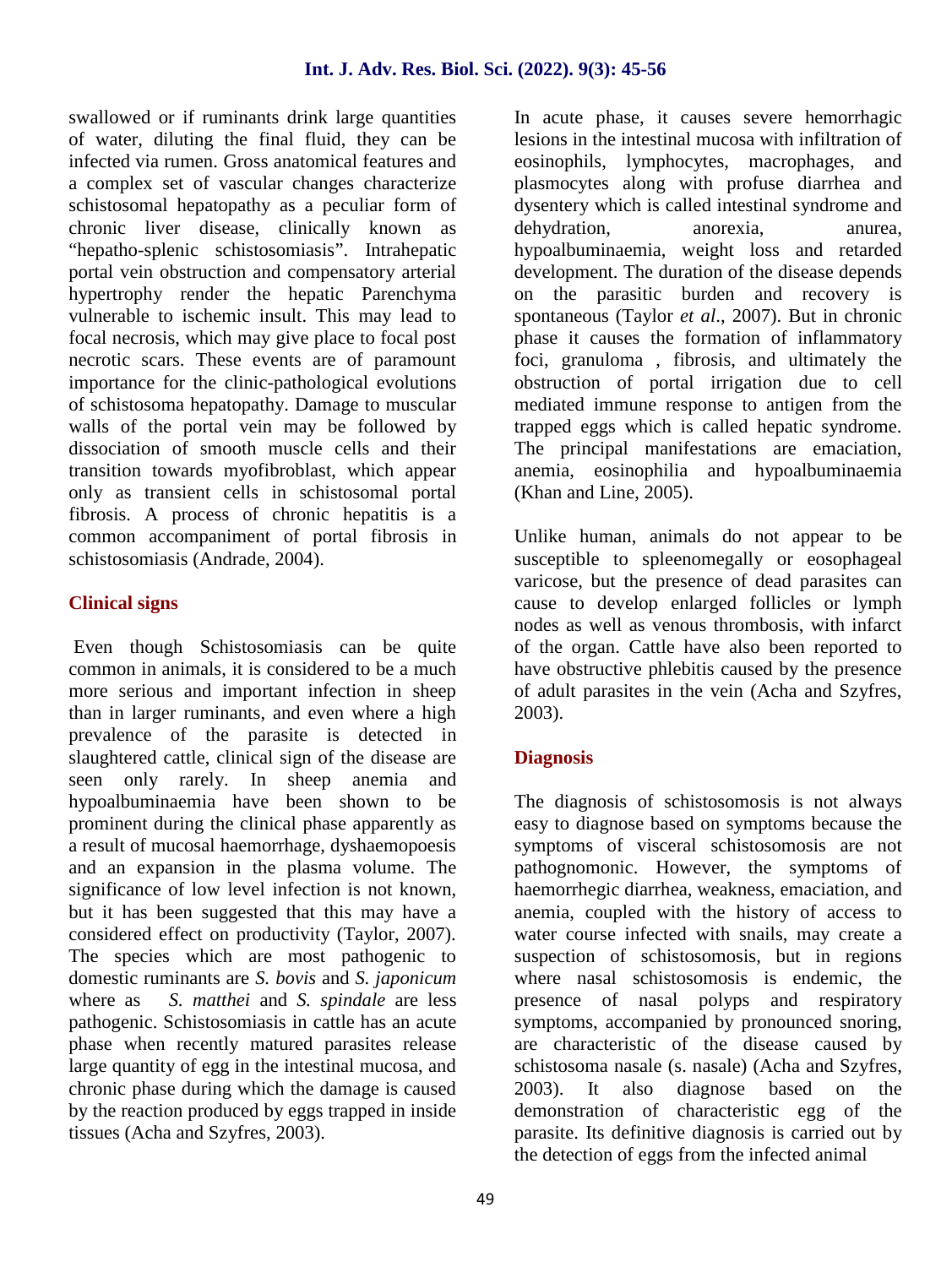swallowed or if ruminants drink large quantities of water, diluting the final fluid, they can be infected via rumen. Gross anatomical features and a complex set of vascular changes characterize schistosomal hepatopathy as a peculiar form of chronic liver disease, clinically known as "hepatho-splenic schistosomiasis". Intrahepatic portal vein obstruction and compensatory arterial hypertrophy render the hepatic Parenchyma vulnerable to ischemic insult. This may lead to focal necrosis, which may give place to focal post necrotic scars. These events are of paramount importance for the clinic-pathological evolutions of schistosoma hepatopathy. Damage to muscular walls of the portal vein may be followed by dissociation of smooth muscle cells and their transition towards myofibroblast, which appear only as transient cells in schistosomal portal fibrosis. A process of chronic hepatitis is a common accompaniment of portal fibrosis in schistosomiasis (Andrade, 2004).

## Clinical signs

Even though Schistosomiasis can be quite common in animals, it is considered to be a much more serious and important infection in sheep than in larger ruminants, and even where a high prevalence of the parasite is detected in slaughtered cattle, clinical sign of the disease are seen only rarely. In sheep anemia and hypoalbuminaemia have been shown to be prominent during the clinical phase apparently as a result of mucosal haemorrhage, dyshaemopoesis and an expansion in the plasma volume. The significance of low level infection is not known, but it has been suggested that this may have a considered effect on productivity (Taylor, 2007). The species which are most pathogenic to domestic ruminants are *S. bovis* and *S. japonicum* where as *S. matthei* and *S. spindale* are less pathogenic. Schistosomiasis in cattle has an acute phase when recently matured parasites release large quantity of egg in the intestinal mucosa, and chronic phase during which the damage is caused by the reaction produced by eggs trapped in inside tissues (Acha and Szyfres, 2003).

In acute phase, it causes severe hemorrhagic lesions in the intestinal mucosa with infiltration of eosinophils, lymphocytes, macrophages, and plasmocytes along with profuse diarrhea and dysentery which is called intestinal syndrome and dehydration, anorexia, anurea, hypoalbuminaemia, weight loss and retarded development. The duration of the disease depends on the parasitic burden and recovery is spontaneous (Taylor *et al*., 2007). But in chronic phase it causes the formation of inflammatory foci, granuloma , fibrosis, and ultimately the obstruction of portal irrigation due to cell mediated immune response to antigen from the trapped eggs which is called hepatic syndrome. The principal manifestations are emaciation, anemia, eosinophilia and hypoalbuminaemia (Khan and Line, 2005).

Unlike human, animals do not appear to be susceptible to spleenomegally or eosophageal varicose, but the presence of dead parasites can cause to develop enlarged follicles or lymph nodes as well as venous thrombosis, with infarct of the organ. Cattle have also been reported to have obstructive phlebitis caused by the presence of adult parasites in the vein (Acha and Szyfres, 2003).

## Diagnosis

The diagnosis of schistosomosis is not always easy to diagnose based on symptoms because the symptoms of visceral schistosomosis are not pathognomonic. However, the symptoms of haemorrhegic diarrhea, weakness, emaciation, and anemia, coupled with the history of access to water course infected with snails, may create a suspection of schistosomosis, but in regions where nasal schistosomosis is endemic, the presence of nasal polyps and respiratory symptoms, accompanied by pronounced snoring, are characteristic of the disease caused by schistosoma nasale (s. nasale) (Acha and Szyfres, 2003). It also diagnose based on the demonstration of characteristic egg of the parasite. Its definitive diagnosis is carried out by the detection of eggs from the infected animal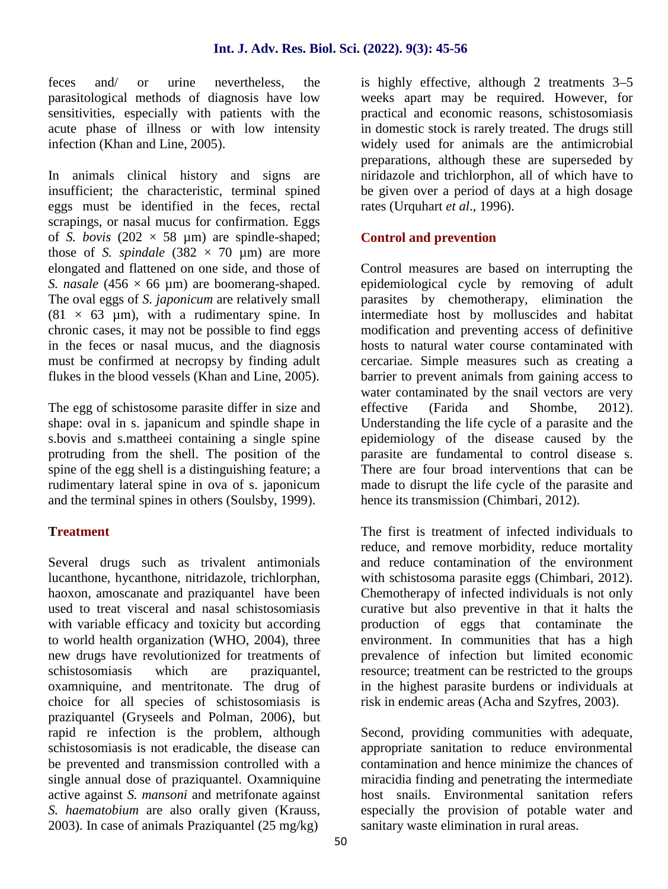feces and/ or urine nevertheless, the parasitological methods of diagnosis have low sensitivities, especially with patients with the acute phase of illness or with low intensity infection (Khan and Line, 2005).

In animals clinical history and signs are insufficient; the characteristic, terminal spined eggs must be identified in the feces, rectal scrapings, or nasal mucus for confirmation. Eggs of *S. bovis* (202 × 58 µm) are spindle-shaped; those of *S. spindale* (382 × 70 µm) are more elongated and flattened on one side, and those of *S. nasale* (456 × 66 µm) are boomerang-shaped. The oval eggs of *S. japonicum* are relatively small (81 × 63 µm), with a rudimentary spine. In chronic cases, it may not be possible to find eggs in the feces or nasal mucus, and the diagnosis must be confirmed at necropsy by finding adult flukes in the blood vessels (Khan and Line, 2005).

The egg of schistosome parasite differ in size and shape: oval in s. japanicum and spindle shape in s.bovis and s.mattheei containing a single spine protruding from the shell. The position of the spine of the egg shell is a distinguishing feature; a rudimentary lateral spine in ova of s. japonicum and the terminal spines in others (Soulsby, 1999).

## Treatment

Several drugs such as trivalent antimonials lucanthone, hycanthone, nitridazole, trichlorphan, haoxon, amoscanate and praziquantel have been used to treat visceral and nasal schistosomiasis with variable efficacy and toxicity but according to world health organization (WHO, 2004), three new drugs have revolutionized for treatments of schistosomiasis which are praziquantel, oxamniquine, and mentritonate. The drug of choice for all species of schistosomiasis is praziquantel (Gryseels and Polman, 2006), but rapid re infection is the problem, although schistosomiasis is not eradicable, the disease can be prevented and transmission controlled with a single annual dose of praziquantel. Oxamniquine active against *S. mansoni* and metrifonate against *S. haematobium* are also orally given (Krauss, 2003). In case of animals Praziquantel (25 mg/kg) is highly effective, although 2 treatments 3–5 weeks apart may be required. However, for practical and economic reasons, schistosomiasis in domestic stock is rarely treated. The drugs still widely used for animals are the antimicrobial preparations, although these are superseded by niridazole and trichlorphon, all of which have to be given over a period of days at a high dosage rates (Urquhart *et al*., 1996).

## Control and prevention

Control measures are based on interrupting the epidemiological cycle by removing of adult parasites by chemotherapy, elimination the intermediate host by molluscides and habitat modification and preventing access of definitive hosts to natural water course contaminated with cercariae. Simple measures such as creating a barrier to prevent animals from gaining access to water contaminated by the snail vectors are very effective (Farida and Shombe, 2012). Understanding the life cycle of a parasite and the epidemiology of the disease caused by the parasite are fundamental to control disease s. There are four broad interventions that can be made to disrupt the life cycle of the parasite and hence its transmission (Chimbari, 2012).

The first is treatment of infected individuals to reduce, and remove morbidity, reduce mortality and reduce contamination of the environment with schistosoma parasite eggs (Chimbari, 2012). Chemotherapy of infected individuals is not only curative but also preventive in that it halts the production of eggs that contaminate the environment. In communities that has a high prevalence of infection but limited economic resource; treatment can be restricted to the groups in the highest parasite burdens or individuals at risk in endemic areas (Acha and Szyfres, 2003).

Second, providing communities with adequate, appropriate sanitation to reduce environmental contamination and hence minimize the chances of miracidia finding and penetrating the intermediate host snails. Environmental sanitation refers especially the provision of potable water and sanitary waste elimination in rural areas.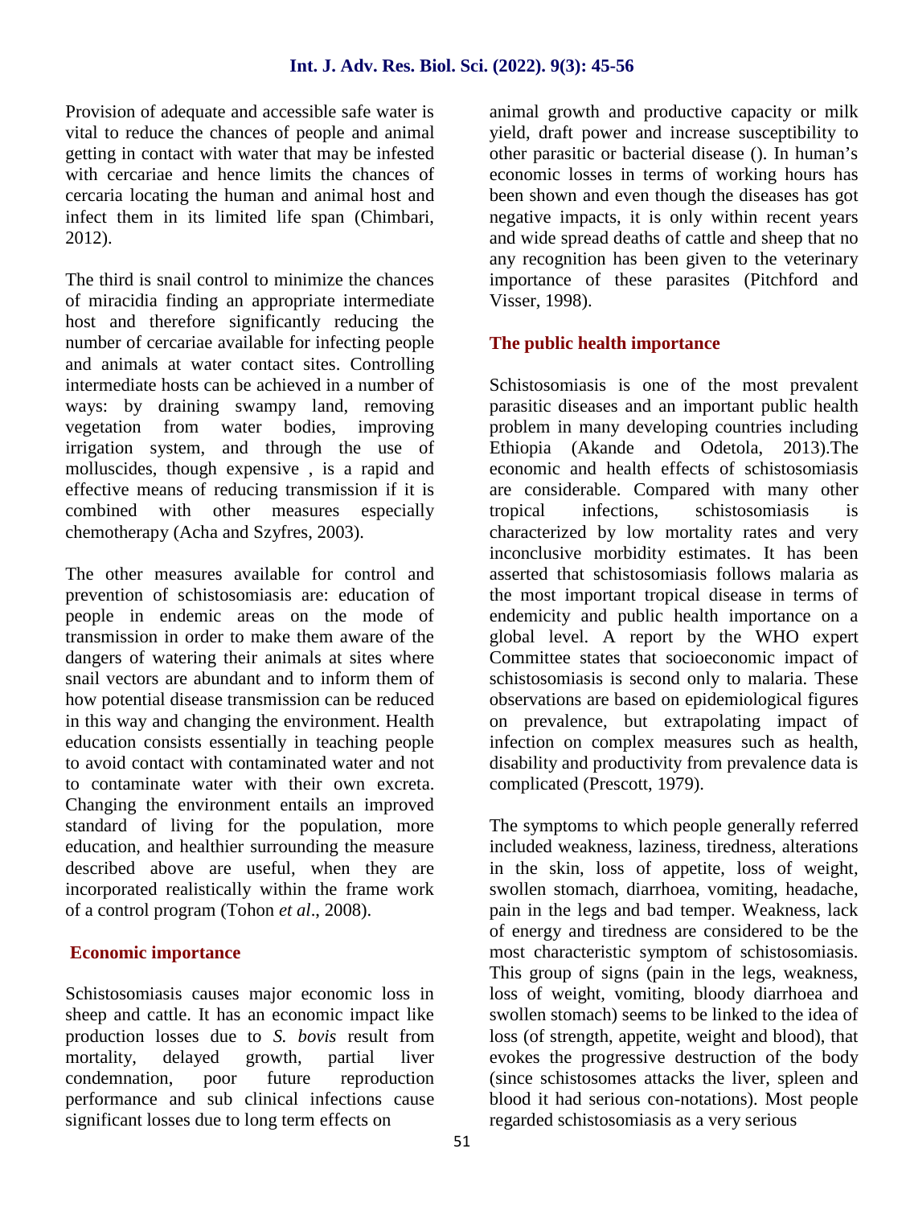Provision of adequate and accessible safe water is vital to reduce the chances of people and animal getting in contact with water that may be infested with cercariae and hence limits the chances of cercaria locating the human and animal host and infect them in its limited life span (Chimbari, 2012).

The third is snail control to minimize the chances of miracidia finding an appropriate intermediate host and therefore significantly reducing the number of cercariae available for infecting people and animals at water contact sites. Controlling intermediate hosts can be achieved in a number of ways: by draining swampy land, removing vegetation from water bodies, improving irrigation system, and through the use of molluscides, though expensive , is a rapid and effective means of reducing transmission if it is combined with other measures especially chemotherapy (Acha and Szyfres, 2003).

The other measures available for control and prevention of schistosomiasis are: education of people in endemic areas on the mode of transmission in order to make them aware of the dangers of watering their animals at sites where snail vectors are abundant and to inform them of how potential disease transmission can be reduced in this way and changing the environment. Health education consists essentially in teaching people to avoid contact with contaminated water and not to contaminate water with their own excreta. Changing the environment entails an improved standard of living for the population, more education, and healthier surrounding the measure described above are useful, when they are incorporated realistically within the frame work of a control program (Tohon *et al*., 2008).

## Economic importance

Schistosomiasis causes major economic loss in sheep and cattle. It has an economic impact like production losses due to *S. bovis* result from mortality, delayed growth, partial liver condemnation, poor future reproduction performance and sub clinical infections cause significant losses due to long term effects on animal growth and productive capacity or milk yield, draft power and increase susceptibility to other parasitic or bacterial disease (). In human's economic losses in terms of working hours has been shown and even though the diseases has got negative impacts, it is only within recent years and wide spread deaths of cattle and sheep that no any recognition has been given to the veterinary importance of these parasites (Pitchford and Visser, 1998).

## The public health importance

Schistosomiasis is one of the most prevalent parasitic diseases and an important public health problem in many developing countries including Ethiopia (Akande and Odetola, 2013).The economic and health effects of schistosomiasis are considerable. Compared with many other tropical infections, schistosomiasis is characterized by low mortality rates and very inconclusive morbidity estimates. It has been asserted that schistosomiasis follows malaria as the most important tropical disease in terms of endemicity and public health importance on a global level. A report by the WHO expert Committee states that socioeconomic impact of schistosomiasis is second only to malaria. These observations are based on epidemiological figures on prevalence, but extrapolating impact of infection on complex measures such as health, disability and productivity from prevalence data is complicated (Prescott, 1979).

The symptoms to which people generally referred included weakness, laziness, tiredness, alterations in the skin, loss of appetite, loss of weight, swollen stomach, diarrhoea, vomiting, headache, pain in the legs and bad temper. Weakness, lack of energy and tiredness are considered to be the most characteristic symptom of schistosomiasis. This group of signs (pain in the legs, weakness, loss of weight, vomiting, bloody diarrhoea and swollen stomach) seems to be linked to the idea of loss (of strength, appetite, weight and blood), that evokes the progressive destruction of the body (since schistosomes attacks the liver, spleen and blood it had serious con-notations). Most people regarded schistosomiasis as a very serious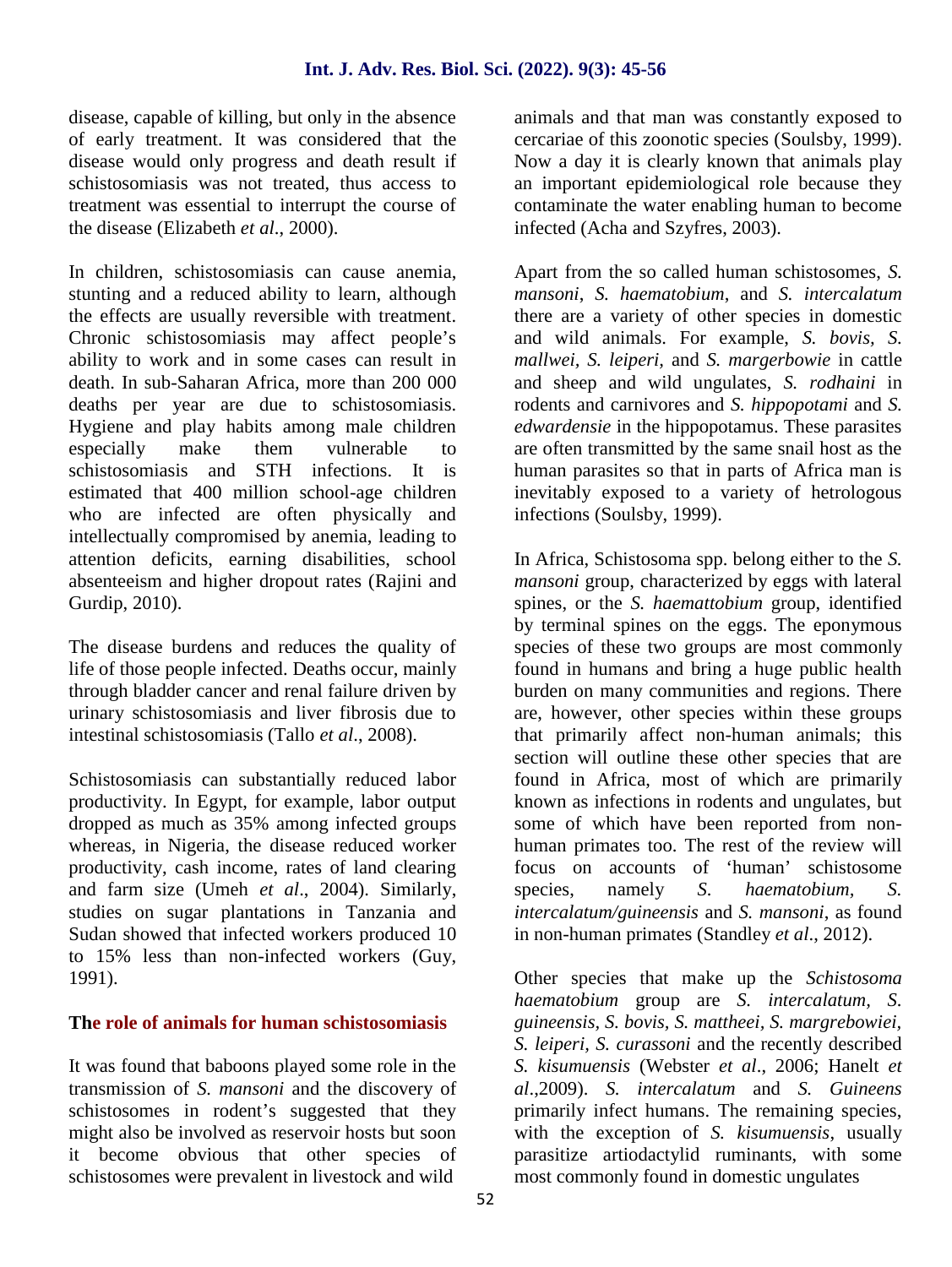disease, capable of killing, but only in the absence of early treatment. It was considered that the disease would only progress and death result if schistosomiasis was not treated, thus access to treatment was essential to interrupt the course of the disease (Elizabeth *et al*., 2000).

In children, schistosomiasis can cause anemia, stunting and a reduced ability to learn, although the effects are usually reversible with treatment. Chronic schistosomiasis may affect people's ability to work and in some cases can result in death. In sub-Saharan Africa, more than 200 000 deaths per year are due to schistosomiasis. Hygiene and play habits among male children especially make them vulnerable to schistosomiasis and STH infections. It is estimated that 400 million school-age children who are infected are often physically and intellectually compromised by anemia, leading to attention deficits, earning disabilities, school absenteeism and higher dropout rates (Rajini and Gurdip, 2010).

The disease burdens and reduces the quality of life of those people infected. Deaths occur, mainly through bladder cancer and renal failure driven by urinary schistosomiasis and liver fibrosis due to intestinal schistosomiasis (Tallo *et al*., 2008).

Schistosomiasis can substantially reduced labor productivity. In Egypt, for example, labor output dropped as much as 35% among infected groups whereas, in Nigeria, the disease reduced worker productivity, cash income, rates of land clearing and farm size (Umeh *et al*., 2004). Similarly, studies on sugar plantations in Tanzania and Sudan showed that infected workers produced 10 to 15% less than non-infected workers (Guy, 1991).

## The role of animals for human schistosomiasis

It was found that baboons played some role in the transmission of *S. mansoni* and the discovery of schistosomes in rodent's suggested that they might also be involved as reservoir hosts but soon it become obvious that other species of schistosomes were prevalent in livestock and wild animals and that man was constantly exposed to cercariae of this zoonotic species (Soulsby, 1999). Now a day it is clearly known that animals play an important epidemiological role because they contaminate the water enabling human to become infected (Acha and Szyfres, 2003).

Apart from the so called human schistosomes, *S. mansoni*, *S. haematobium*, and *S. intercalatum* there are a variety of other species in domestic and wild animals. For example, *S. bovis, S. mallwei, S. leiperi,* and *S. margerbowie* in cattle and sheep and wild ungulates, *S. rodhaini* in rodents and carnivores and *S. hippopotami* and *S. edwardensie* in the hippopotamus. These parasites are often transmitted by the same snail host as the human parasites so that in parts of Africa man is inevitably exposed to a variety of hetrologous infections (Soulsby, 1999).

In Africa, Schistosoma spp. belong either to the *S. mansoni* group, characterized by eggs with lateral spines, or the *S. haemattobium* group, identified by terminal spines on the eggs. The eponymous species of these two groups are most commonly found in humans and bring a huge public health burden on many communities and regions. There are, however, other species within these groups that primarily affect non-human animals; this section will outline these other species that are found in Africa, most of which are primarily known as infections in rodents and ungulates, but some of which have been reported from non-human primates too. The rest of the review will focus on accounts of 'human' schistosome species, namely *S. haematobium, S. intercalatum/guineensis* and *S. mansoni*, as found in non-human primates (Standley *et al*., 2012).

Other species that make up the *Schistosoma haematobium* group are *S. intercalatum, S. guineensis, S. bovis, S. mattheei, S. margrebowiei, S. leiperi, S. curassoni* and the recently described *S. kisumuensis* (Webster *et al*., 2006; Hanelt *et al*.,2009). *S. intercalatum* and *S. Guineens* primarily infect humans. The remaining species, with the exception of *S. kisumuensis*, usually parasitize artiodactylid ruminants, with some most commonly found in domestic ungulates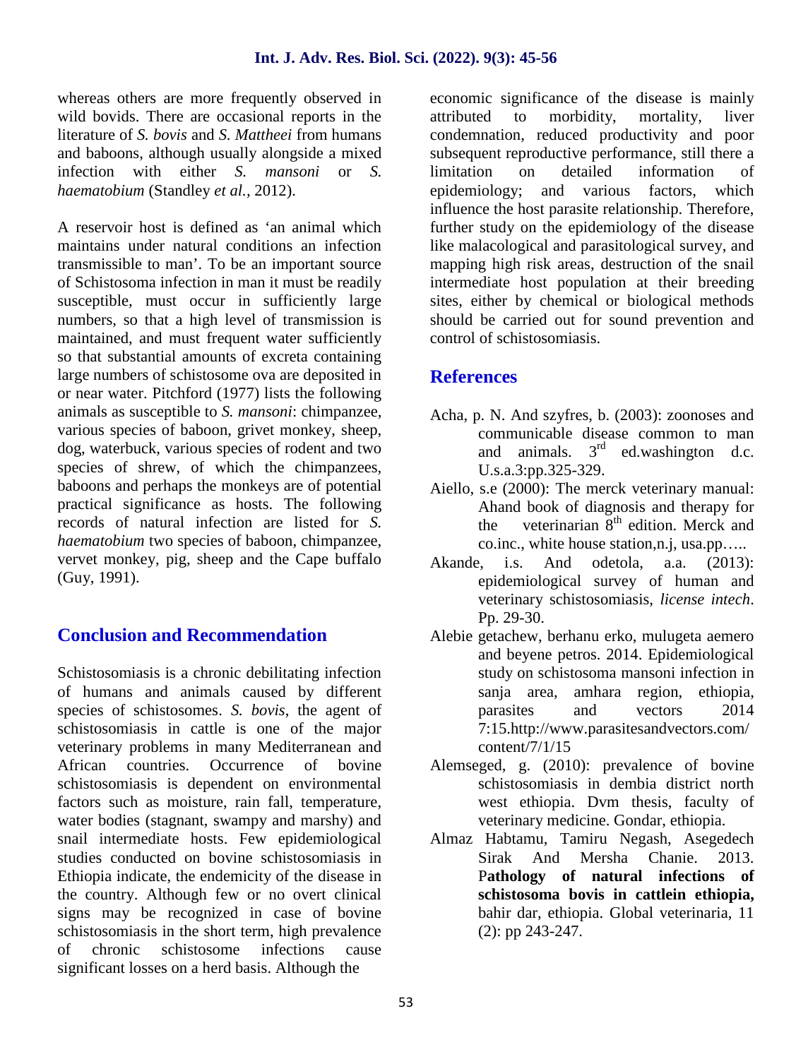whereas others are more frequently observed in wild bovids. There are occasional reports in the literature of *S. bovis* and *S. Mattheei* from humans and baboons, although usually alongside a mixed infection with either *S. mansoni* or *S. haematobium* (Standley *et al.,* 2012).

A reservoir host is defined as 'an animal which maintains under natural conditions an infection transmissible to man'. To be an important source of Schistosoma infection in man it must be readily susceptible, must occur in sufficiently large numbers, so that a high level of transmission is maintained, and must frequent water sufficiently so that substantial amounts of excreta containing large numbers of schistosome ova are deposited in or near water. Pitchford (1977) lists the following animals as susceptible to *S. mansoni*: chimpanzee, various species of baboon, grivet monkey, sheep, dog, waterbuck, various species of rodent and two species of shrew, of which the chimpanzees, baboons and perhaps the monkeys are of potential practical significance as hosts. The following records of natural infection are listed for *S. haematobium* two species of baboon, chimpanzee, vervet monkey, pig, sheep and the Cape buffalo (Guy, 1991).

## Conclusion and Recommendation

Schistosomiasis is a chronic debilitating infection of humans and animals caused by different species of schistosomes. *S. bovis*, the agent of schistosomiasis in cattle is one of the major veterinary problems in many Mediterranean and African countries. Occurrence of bovine schistosomiasis is dependent on environmental factors such as moisture, rain fall, temperature, water bodies (stagnant, swampy and marshy) and snail intermediate hosts. Few epidemiological studies conducted on bovine schistosomiasis in Ethiopia indicate, the endemicity of the disease in the country. Although few or no overt clinical signs may be recognized in case of bovine schistosomiasis in the short term, high prevalence of chronic schistosome infections cause significant losses on a herd basis. Although the economic significance of the disease is mainly attributed to morbidity, mortality, liver condemnation, reduced productivity and poor subsequent reproductive performance, still there a limitation on detailed information of epidemiology; and various factors, which influence the host parasite relationship. Therefore, further study on the epidemiology of the disease like malacological and parasitological survey, and mapping high risk areas, destruction of the snail intermediate host population at their breeding sites, either by chemical or biological methods should be carried out for sound prevention and control of schistosomiasis.

## References

- Acha, p. N. And szyfres, b. (2003): zoonoses and communicable disease common to man and animals. 3rd ed.washington d.c. U.s.a.3:pp.325-329.
- Aiello, s.e (2000): The merck veterinary manual: Ahand book of diagnosis and therapy for the veterinarian 8th edition. Merck and co.inc., white house station,n.j, usa.pp…..
- Akande, i.s. And odetola, a.a. (2013): epidemiological survey of human and veterinary schistosomiasis, *license intech*. Pp. 29-30.
- Alebie getachew, berhanu erko, mulugeta aemero and beyene petros. 2014. Epidemiological study on schistosoma mansoni infection in sanja area, amhara region, ethiopia, parasites and vectors 2014 7:15.http://www.parasitesandvectors.com/content/7/1/15
- Alemseged, g. (2010): prevalence of bovine schistosomiasis in dembia district north west ethiopia. Dvm thesis, faculty of veterinary medicine. Gondar, ethiopia.
- Almaz Habtamu, Tamiru Negash, Asegedech Sirak And Mersha Chanie. 2013. P**athology of natural infections of schistosoma bovis in cattlein ethiopia,** bahir dar, ethiopia. Global veterinaria, 11 (2): pp 243-247.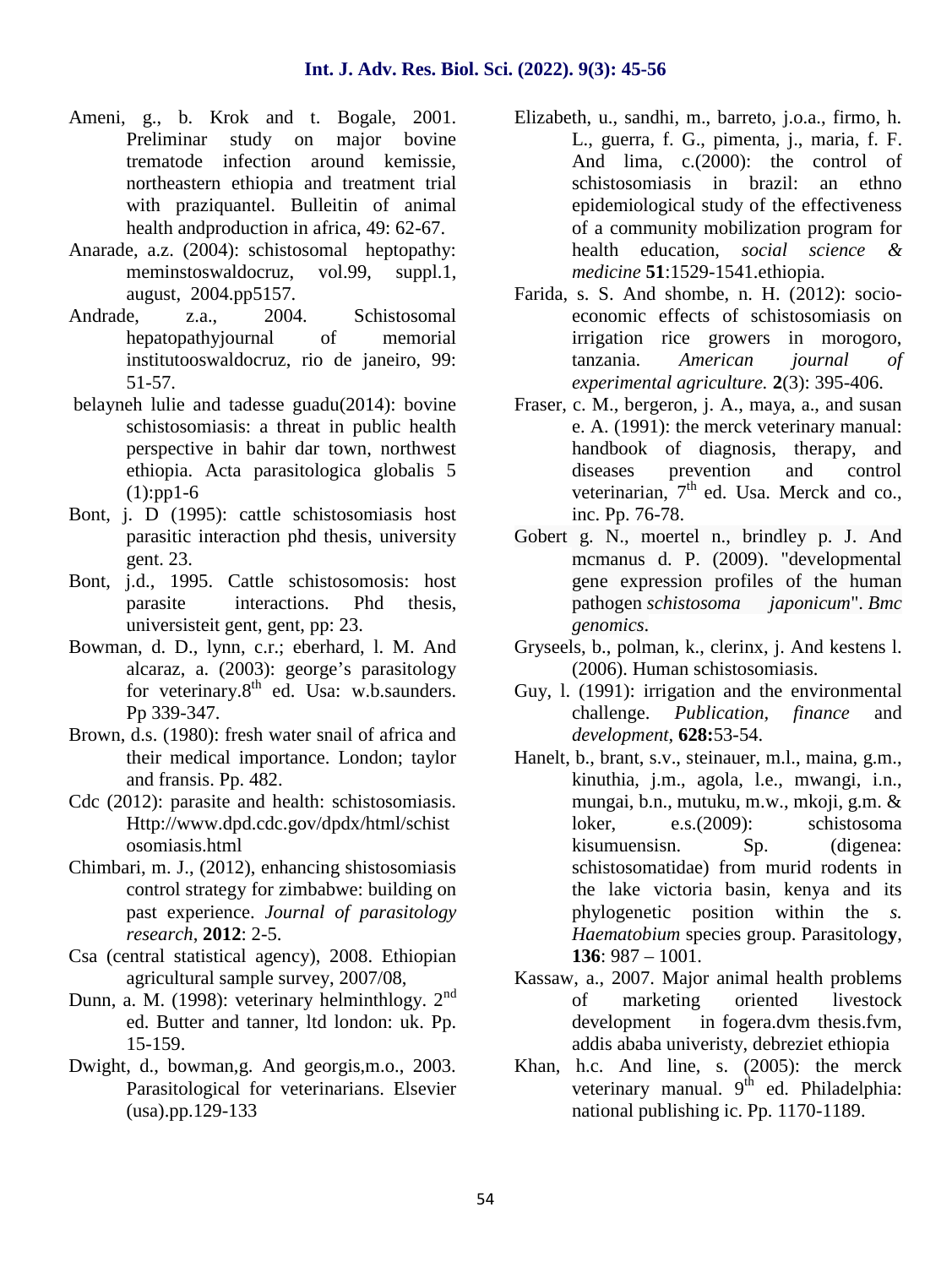Ameni, g., b. Krok and t. Bogale, 2001. Preliminar study on major bovine trematode infection around kemissie, northeastern ethiopia and treatment trial with praziquantel. Bulleitin of animal health andproduction in africa, 49: 62-67.

Anarade, a.z. (2004): schistosomal heptopathy: meminstoswaldocruz, vol.99, suppl.1, august, 2004.pp5157.

Andrade, z.a., 2004. Schistosomal hepatopathyjournal of memorial institutooswaldocruz, rio de janeiro, 99: 51-57.

belayneh lulie and tadesse guadu(2014): bovine schistosomiasis: a threat in public health perspective in bahir dar town, northwest ethiopia. Acta parasitologica globalis 5 (1):pp1-6

Bont, j. D (1995): cattle schistosomiasis host parasitic interaction phd thesis, university gent. 23.

Bont, j.d., 1995. Cattle schistosomosis: host parasite interactions. Phd thesis, universisteit gent, gent, pp: 23.

Bowman, d. D., lynn, c.r.; eberhard, l. M. And alcaraz, a. (2003): george's parasitology for veterinary.8th ed. Usa: w.b.saunders. Pp 339-347.

Brown, d.s. (1980): fresh water snail of africa and their medical importance. London; taylor and fransis. Pp. 482.

Cdc (2012): parasite and health: schistosomiasis. Http://www.dpd.cdc.gov/dpdx/html/schistosomiasis.html

Chimbari, m. J., (2012), enhancing shistosomiasis control strategy for zimbabwe: building on past experience. *Journal of parasitology research*, **2012**: 2-5.

Csa (central statistical agency), 2008. Ethiopian agricultural sample survey, 2007/08,

Dunn, a. M. (1998): veterinary helminthlogy. 2nd ed. Butter and tanner, ltd london: uk. Pp. 15-159.

Dwight, d., bowman,g. And georgis,m.o., 2003. Parasitological for veterinarians. Elsevier (usa).pp.129-133

Elizabeth, u., sandhi, m., barreto, j.o.a., firmo, h. L., guerra, f. G., pimenta, j., maria, f. F. And lima, c.(2000): the control of schistosomiasis in brazil: an ethno epidemiological study of the effectiveness of a community mobilization program for health education, *social science & medicine* **51**:1529-1541.ethiopia.

Farida, s. S. And shombe, n. H. (2012): socio-economic effects of schistosomiasis on irrigation rice growers in morogoro, tanzania. *American journal of experimental agriculture.* **2**(3): 395-406.

Fraser, c. M., bergeron, j. A., maya, a., and susan e. A. (1991): the merck veterinary manual: handbook of diagnosis, therapy, and diseases prevention and control veterinarian, 7th ed. Usa. Merck and co., inc. Pp. 76-78.

Gobert g. N., moertel n., brindley p. J. And mcmanus d. P. (2009). "developmental gene expression profiles of the human pathogen *schistosoma japonicum*". *Bmc genomics*.

Gryseels, b., polman, k., clerinx, j. And kestens l. (2006). Human schistosomiasis.

Guy, l. (1991): irrigation and the environmental challenge. *Publication, finance* and *development*, **628:**53-54.

Hanelt, b., brant, s.v., steinauer, m.l., maina, g.m., kinuthia, j.m., agola, l.e., mwangi, i.n., mungai, b.n., mutuku, m.w., mkoji, g.m. & loker, e.s.(2009): schistosoma kisumuensisn. Sp. (digenea: schistosomatidae) from murid rodents in the lake victoria basin, kenya and its phylogenetic position within the *s. Haematobium* species group. Parasitology, **136**: 987 – 1001.

Kassaw, a., 2007. Major animal health problems of marketing oriented livestock development in fogera.dvm thesis.fvm, addis ababa univeristy, debreziet ethiopia

Khan, h.c. And line, s. (2005): the merck veterinary manual. 9th ed. Philadelphia: national publishing ic. Pp. 1170-1189.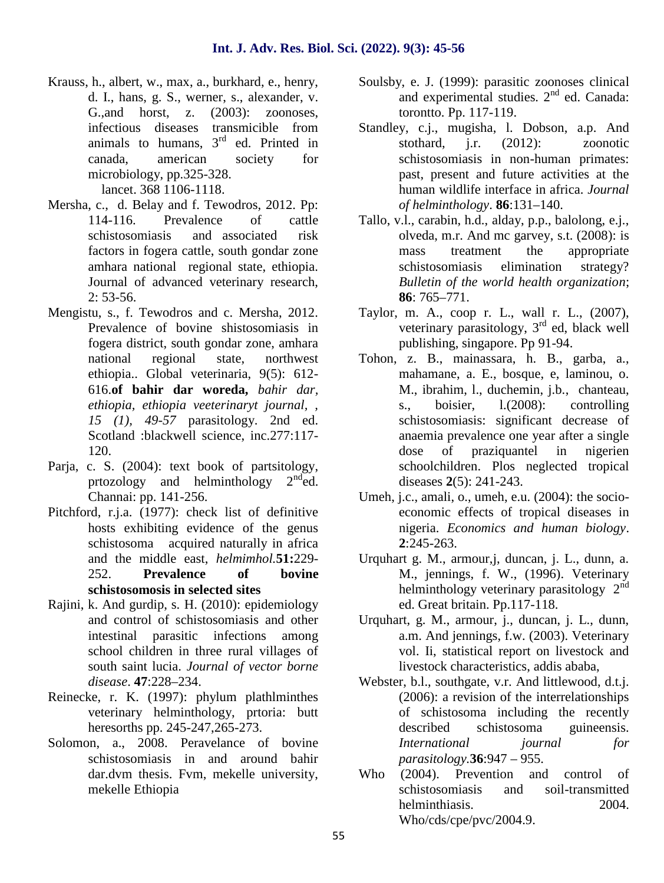Krauss, h., albert, w., max, a., burkhard, e., henry, d. I., hans, g. S., werner, s., alexander, v. G.,and horst, z. (2003): zoonoses, infectious diseases transmicible from animals to humans, 3rd ed. Printed in canada, american society for microbiology, pp.325-328.
lancet. 368 1106-1118.

Mersha, c., d. Belay and f. Tewodros, 2012. Pp: 114-116. Prevalence of cattle schistosomiasis and associated risk factors in fogera cattle, south gondar zone amhara national regional state, ethiopia. Journal of advanced veterinary research, 2: 53-56.

Mengistu, s., f. Tewodros and c. Mersha, 2012. Prevalence of bovine shistosomiasis in fogera district, south gondar zone, amhara national regional state, northwest ethiopia.. Global veterinaria, 9(5): 612-616.**of bahir dar woreda,** *bahir dar, ethiopia, ethiopia veeterinaryt journal, , 15 (1), 49-57* parasitology. 2nd ed. Scotland :blackwell science, inc.277:117-120.

Parja, c. S. (2004): text book of partsitology, prtozology and helminthology 2nded. Channai: pp. 141-256.

Pitchford, r.j.a. (1977): check list of definitive hosts exhibiting evidence of the genus schistosoma acquired naturally in africa and the middle east, *helmimhol.***51:**229-252. **Prevalence of bovine schistosomosis in selected sites**

Rajini, k. And gurdip, s. H. (2010): epidemiology and control of schistosomiasis and other intestinal parasitic infections among school children in three rural villages of south saint lucia. *Journal of vector borne disease*. **47**:228–234.

Reinecke, r. K. (1997): phylum plathlminthes veterinary helminthology, prtoria: butt heresorths pp. 245-247,265-273.

Solomon, a., 2008. Peravelance of bovine schistosomiasis in and around bahir dar.dvm thesis. Fvm, mekelle university, mekelle Ethiopia

Soulsby, e. J. (1999): parasitic zoonoses clinical and experimental studies. 2nd ed. Canada: torontto. Pp. 117-119.

Standley, c.j., mugisha, l. Dobson, a.p. And stothard, j.r. (2012): zoonotic schistosomiasis in non-human primates: past, present and future activities at the human wildlife interface in africa. *Journal of helminthology*. **86**:131–140.

Tallo, v.l., carabin, h.d., alday, p.p., balolong, e.j., olveda, m.r. And mc garvey, s.t. (2008): is mass treatment the appropriate schistosomiasis elimination strategy? *Bulletin of the world health organization*; **86**: 765–771.

Taylor, m. A., coop r. L., wall r. L., (2007), veterinary parasitology, 3rd ed, black well publishing, singapore. Pp 91-94.

Tohon, z. B., mainassara, h. B., garba, a., mahamane, a. E., bosque, e, laminou, o. M., ibrahim, l., duchemin, j.b., chanteau, s., boisier, l.(2008): controlling schistosomiasis: significant decrease of anaemia prevalence one year after a single dose of praziquantel in nigerien schoolchildren. Plos neglected tropical diseases **2**(5): 241-243.

Umeh, j.c., amali, o., umeh, e.u. (2004): the socio-economic effects of tropical diseases in nigeria. *Economics and human biology*. **2**:245-263.

Urquhart g. M., armour,j, duncan, j. L., dunn, a. M., jennings, f. W., (1996). Veterinary helminthology veterinary parasitology 2nd ed. Great britain. Pp.117-118.

Urquhart, g. M., armour, j., duncan, j. L., dunn, a.m. And jennings, f.w. (2003). Veterinary vol. Ii, statistical report on livestock and livestock characteristics, addis ababa,

Webster, b.l., southgate, v.r. And littlewood, d.t.j. (2006): a revision of the interrelationships of schistosoma including the recently described schistosoma guineensis. *International journal for parasitology.***36**:947 – 955.

Who (2004). Prevention and control of schistosomiasis and soil-transmitted helminthiasis. 2004. Who/cds/cpe/pvc/2004.9.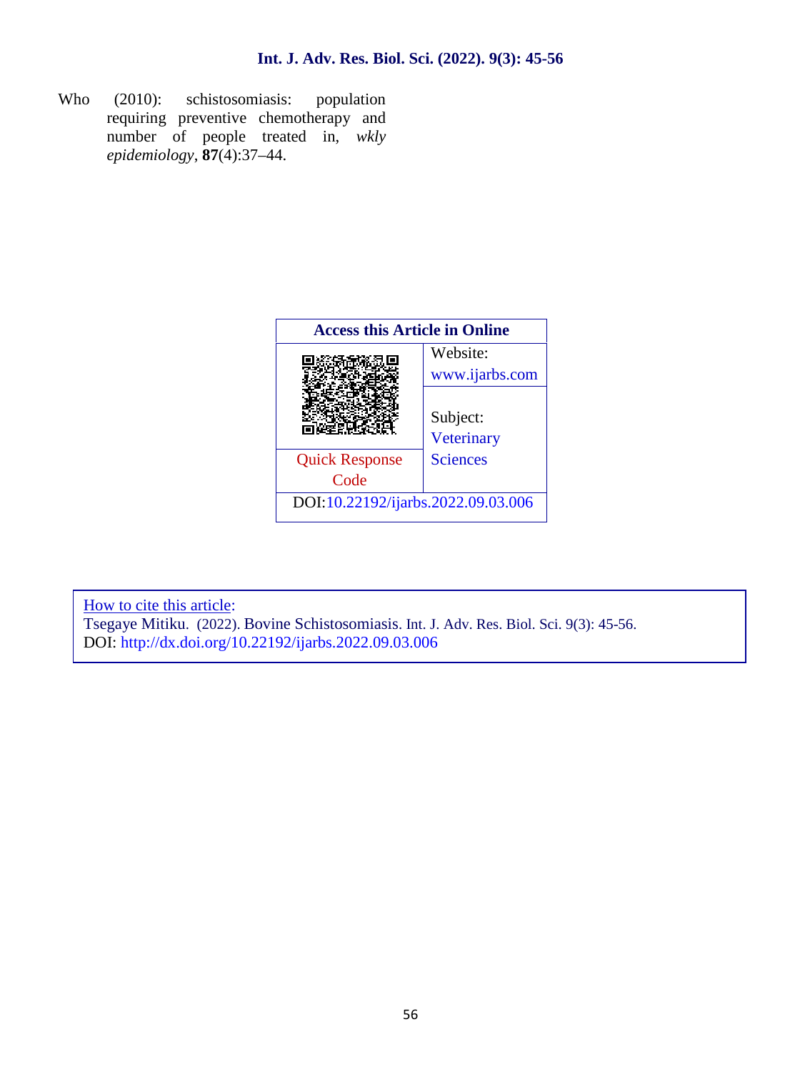Who (2010): schistosomiasis: population requiring preventive chemotherapy and number of people treated in, *wkly epidemiology*, **87**(4):37–44.

| Access this Article in Online | |
|---|---|
| | Website: www.ijarbs.com |
| Quick Response Code | Subject: Veterinary Sciences |
| DOI:10.22192/ijarbs.2022.09.03.006 | |

How to cite this article:
Tsegaye Mitiku. (2022). Bovine Schistosomiasis. Int. J. Adv. Res. Biol. Sci. 9(3): 45-56.
DOI: http://dx.doi.org/10.22192/ijarbs.2022.09.03.006